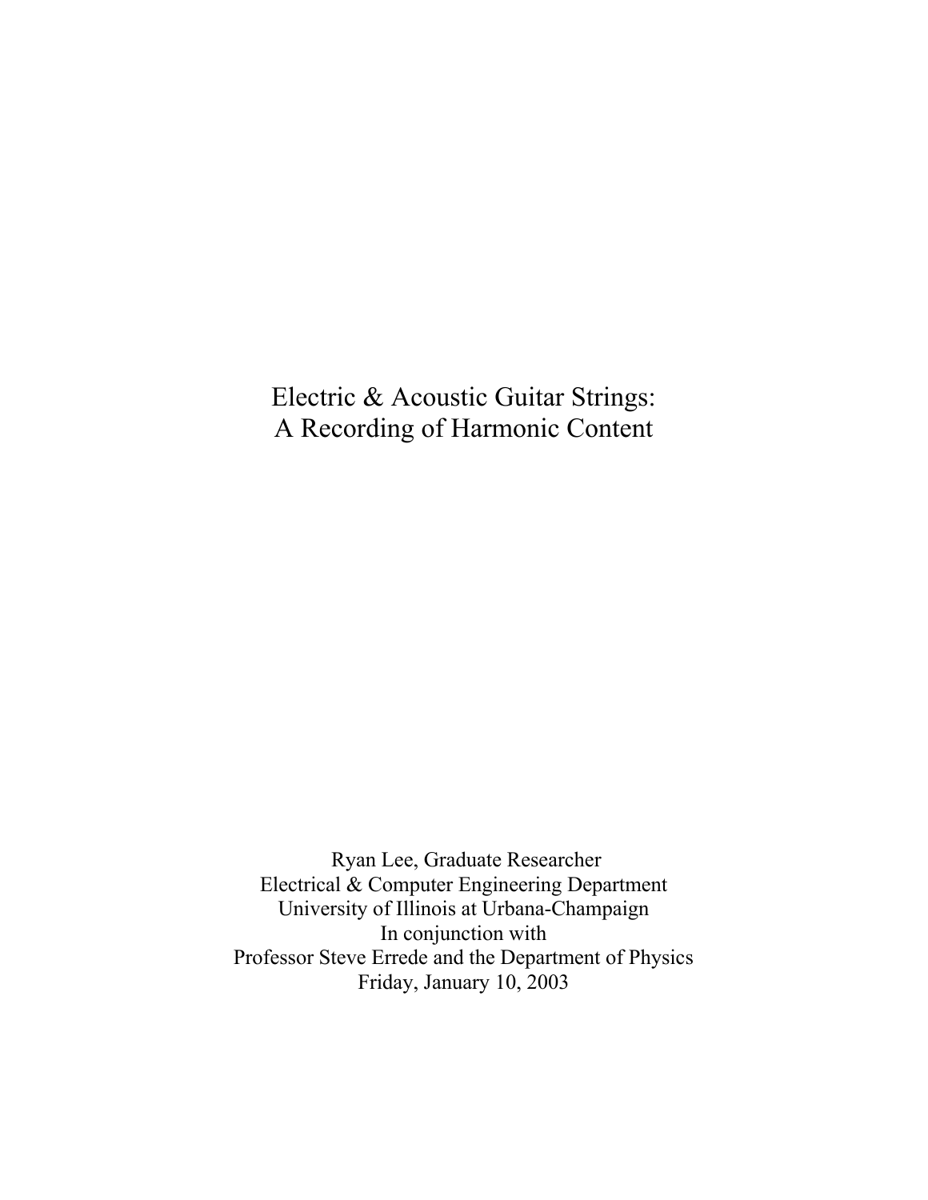# Electric & Acoustic Guitar Strings: A Recording of Harmonic Content

Ryan Lee, Graduate Researcher  
Electrical & Computer Engineering Department  
University of Illinois at Urbana-Champaign  
In conjunction with  
Professor Steve Errede and the Department of Physics  
Friday, January 10, 2003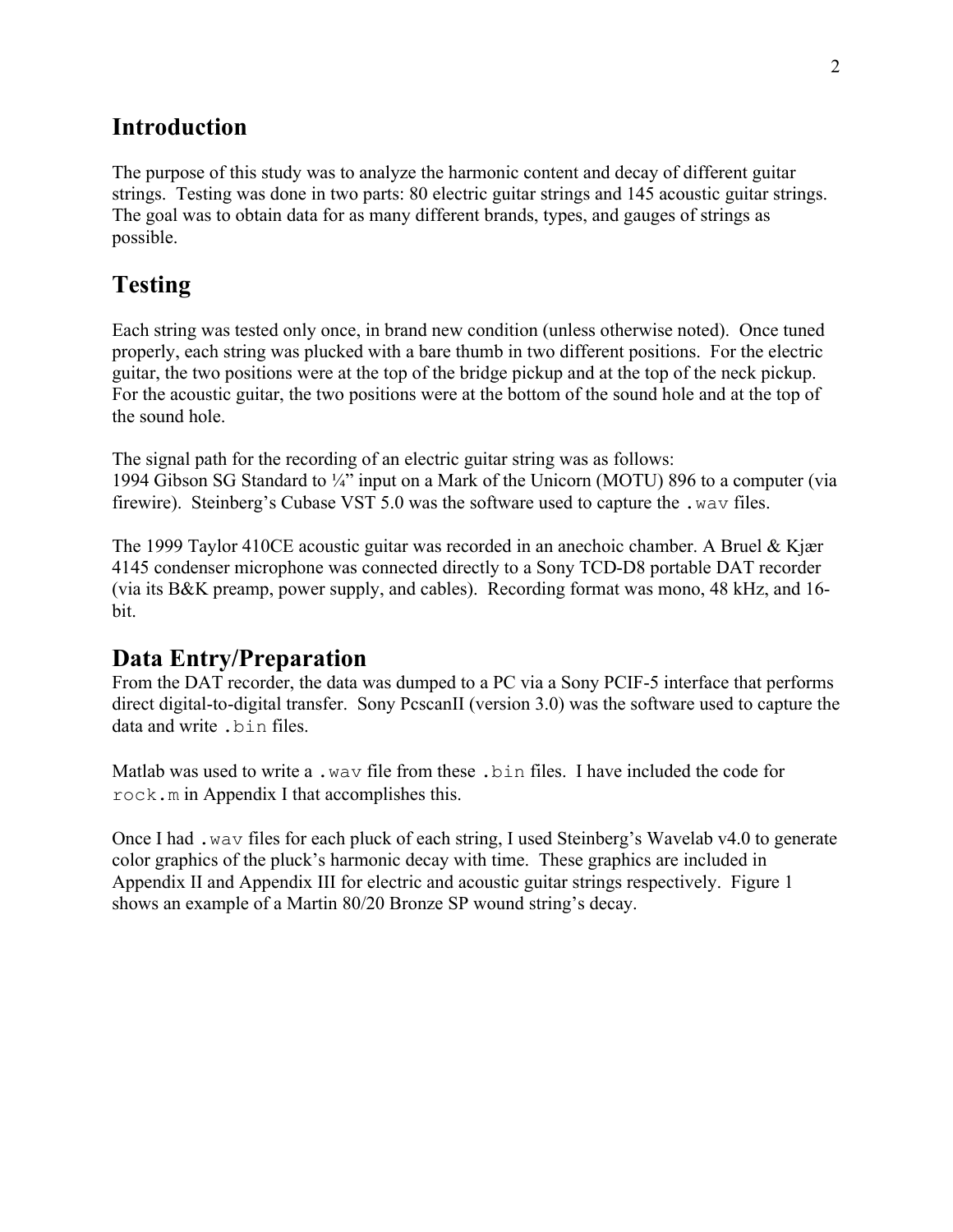## Introduction

The purpose of this study was to analyze the harmonic content and decay of different guitar strings. Testing was done in two parts: 80 electric guitar strings and 145 acoustic guitar strings. The goal was to obtain data for as many different brands, types, and gauges of strings as possible.

## Testing

Each string was tested only once, in brand new condition (unless otherwise noted). Once tuned properly, each string was plucked with a bare thumb in two different positions. For the electric guitar, the two positions were at the top of the bridge pickup and at the top of the neck pickup. For the acoustic guitar, the two positions were at the bottom of the sound hole and at the top of the sound hole.

The signal path for the recording of an electric guitar string was as follows:
1994 Gibson SG Standard to ¼" input on a Mark of the Unicorn (MOTU) 896 to a computer (via firewire). Steinberg's Cubase VST 5.0 was the software used to capture the `.wav` files.

The 1999 Taylor 410CE acoustic guitar was recorded in an anechoic chamber. A Bruel & Kjær 4145 condenser microphone was connected directly to a Sony TCD-D8 portable DAT recorder (via its B&K preamp, power supply, and cables). Recording format was mono, 48 kHz, and 16-bit.

## Data Entry/Preparation

From the DAT recorder, the data was dumped to a PC via a Sony PCIF-5 interface that performs direct digital-to-digital transfer. Sony PcscanII (version 3.0) was the software used to capture the data and write `.bin` files.

Matlab was used to write a `.wav` file from these `.bin` files. I have included the code for `rock.m` in Appendix I that accomplishes this.

Once I had `.wav` files for each pluck of each string, I used Steinberg's Wavelab v4.0 to generate color graphics of the pluck's harmonic decay with time. These graphics are included in Appendix II and Appendix III for electric and acoustic guitar strings respectively. Figure 1 shows an example of a Martin 80/20 Bronze SP wound string's decay.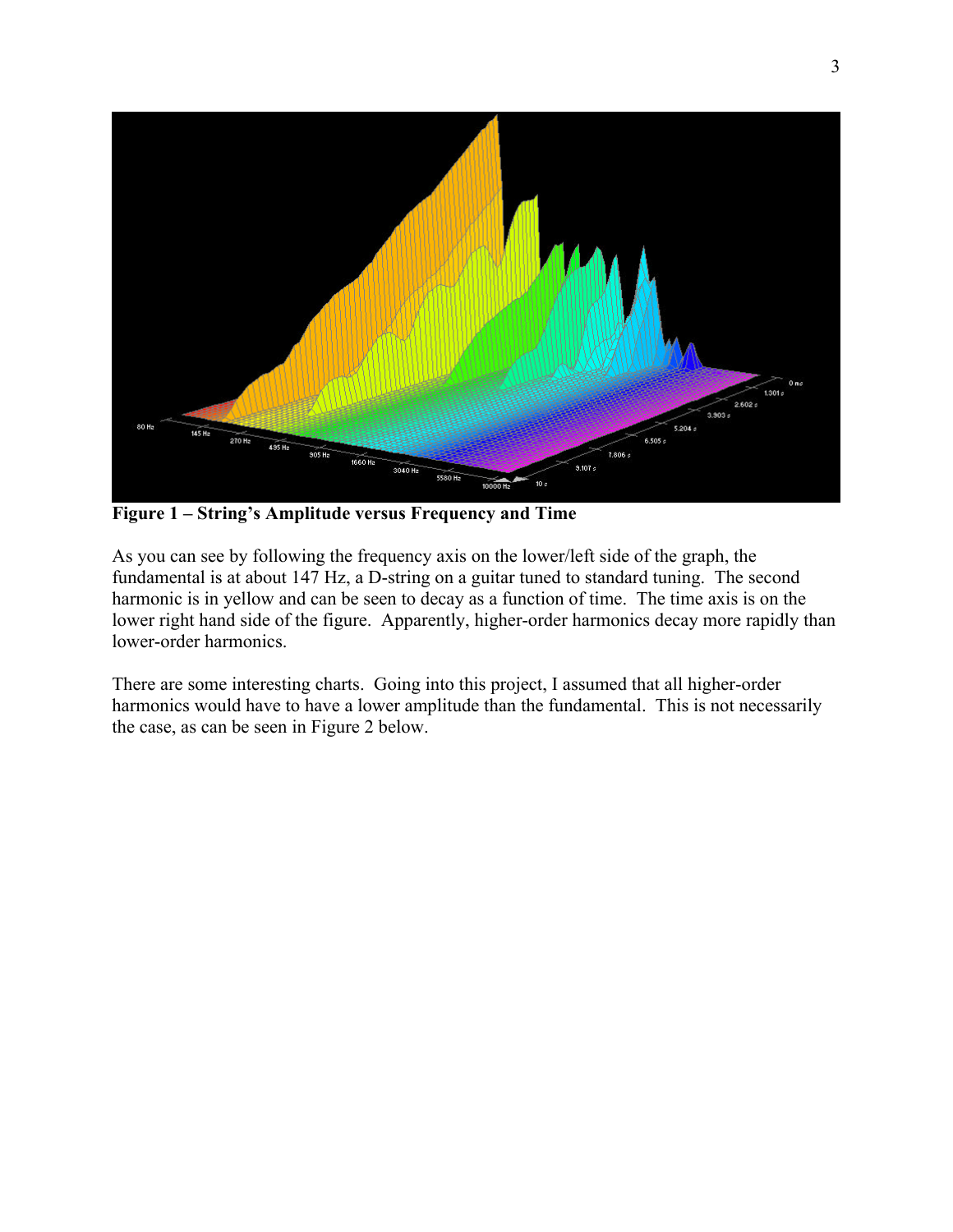**Figure 1 – String's Amplitude versus Frequency and Time**

As you can see by following the frequency axis on the lower/left side of the graph, the fundamental is at about 147 Hz, a D-string on a guitar tuned to standard tuning. The second harmonic is in yellow and can be seen to decay as a function of time. The time axis is on the lower right hand side of the figure. Apparently, higher-order harmonics decay more rapidly than lower-order harmonics.

There are some interesting charts. Going into this project, I assumed that all higher-order harmonics would have to have a lower amplitude than the fundamental. This is not necessarily the case, as can be seen in Figure 2 below.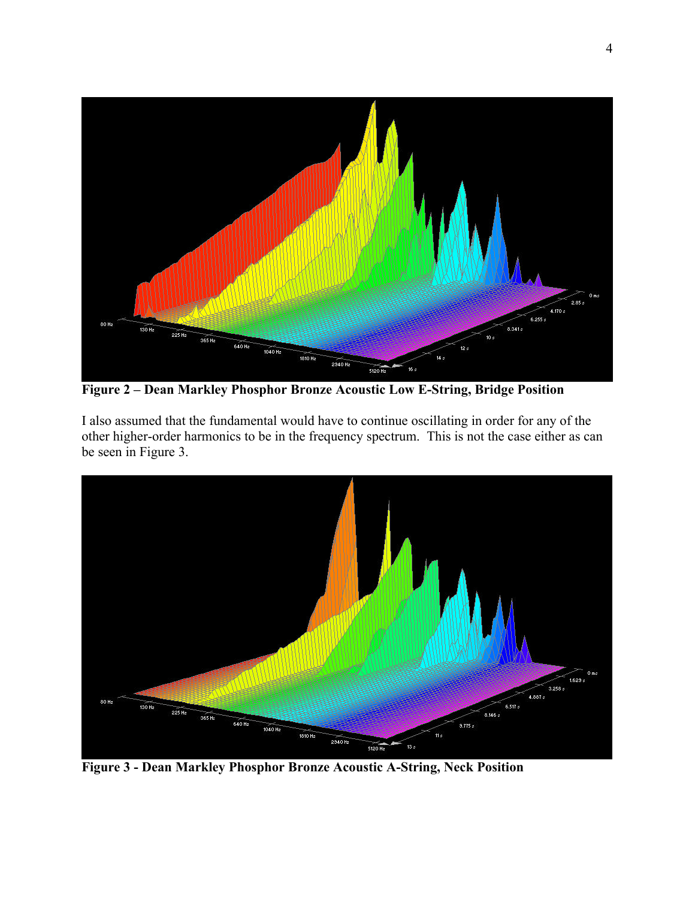**Figure 2 – Dean Markley Phosphor Bronze Acoustic Low E-String, Bridge Position**

I also assumed that the fundamental would have to continue oscillating in order for any of the other higher-order harmonics to be in the frequency spectrum. This is not the case either as can be seen in Figure 3.

**Figure 3 - Dean Markley Phosphor Bronze Acoustic A-String, Neck Position**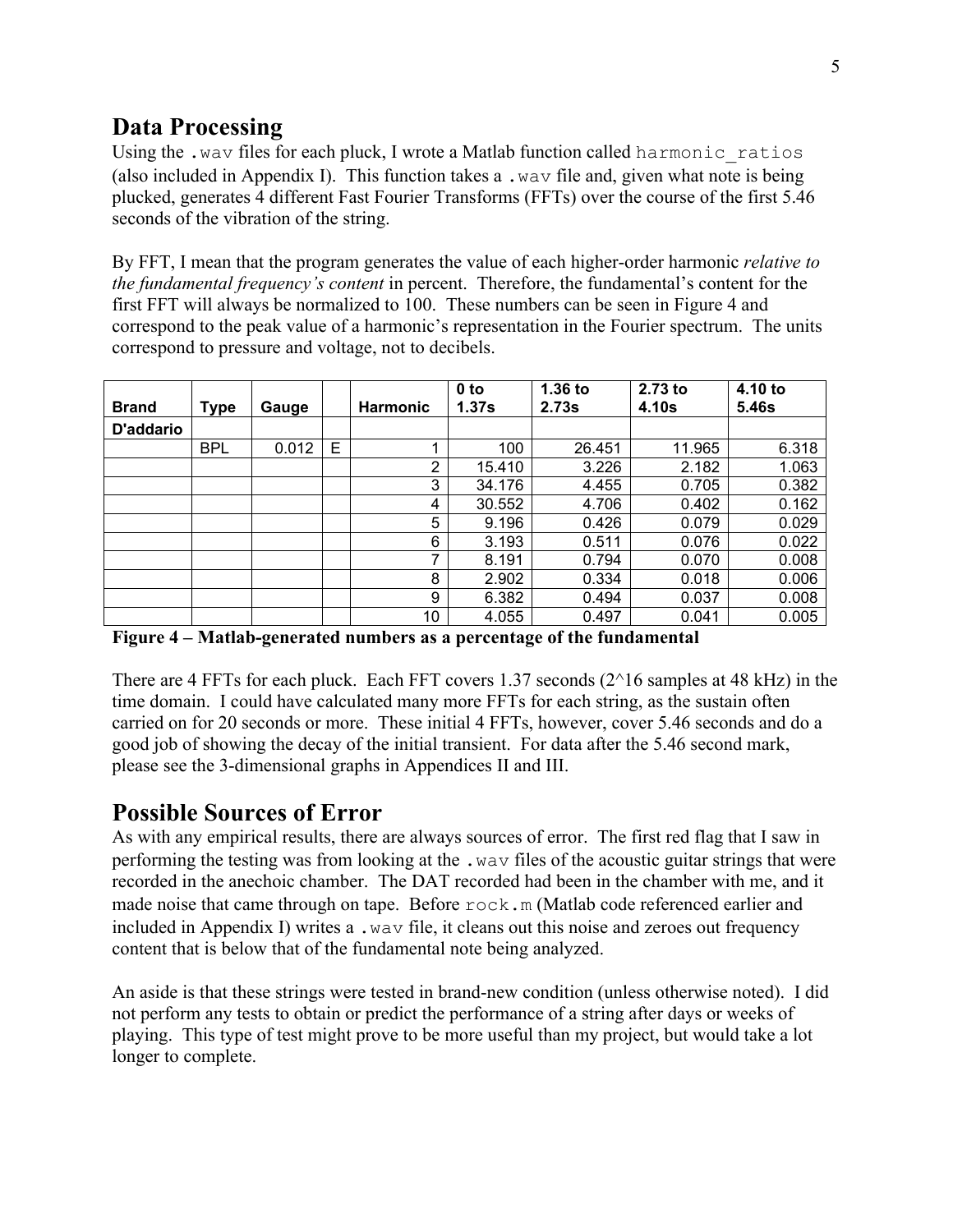## Data Processing

Using the `.wav` files for each pluck, I wrote a Matlab function called `harmonic_ratios` (also included in Appendix I). This function takes a `.wav` file and, given what note is being plucked, generates 4 different Fast Fourier Transforms (FFTs) over the course of the first 5.46 seconds of the vibration of the string.

By FFT, I mean that the program generates the value of each higher-order harmonic *relative to the fundamental frequency's content* in percent. Therefore, the fundamental's content for the first FFT will always be normalized to 100. These numbers can be seen in Figure 4 and correspond to the peak value of a harmonic's representation in the Fourier spectrum. The units correspond to pressure and voltage, not to decibels.

| Brand | Type | Gauge | | Harmonic | 0 to 1.37s | 1.36 to 2.73s | 2.73 to 4.10s | 4.10 to 5.46s |
|---|---|---|---|---|---|---|---|---|
| D'addario | | | | | | | | |
| | BPL | 0.012 | E | 1 | 100 | 26.451 | 11.965 | 6.318 |
| | | | | 2 | 15.410 | 3.226 | 2.182 | 1.063 |
| | | | | 3 | 34.176 | 4.455 | 0.705 | 0.382 |
| | | | | 4 | 30.552 | 4.706 | 0.402 | 0.162 |
| | | | | 5 | 9.196 | 0.426 | 0.079 | 0.029 |
| | | | | 6 | 3.193 | 0.511 | 0.076 | 0.022 |
| | | | | 7 | 8.191 | 0.794 | 0.070 | 0.008 |
| | | | | 8 | 2.902 | 0.334 | 0.018 | 0.006 |
| | | | | 9 | 6.382 | 0.494 | 0.037 | 0.008 |
| | | | | 10 | 4.055 | 0.497 | 0.041 | 0.005 |

**Figure 4 – Matlab-generated numbers as a percentage of the fundamental**

There are 4 FFTs for each pluck. Each FFT covers 1.37 seconds (2^16 samples at 48 kHz) in the time domain. I could have calculated many more FFTs for each string, as the sustain often carried on for 20 seconds or more. These initial 4 FFTs, however, cover 5.46 seconds and do a good job of showing the decay of the initial transient. For data after the 5.46 second mark, please see the 3-dimensional graphs in Appendices II and III.

## Possible Sources of Error

As with any empirical results, there are always sources of error. The first red flag that I saw in performing the testing was from looking at the `.wav` files of the acoustic guitar strings that were recorded in the anechoic chamber. The DAT recorded had been in the chamber with me, and it made noise that came through on tape. Before `rock.m` (Matlab code referenced earlier and included in Appendix I) writes a `.wav` file, it cleans out this noise and zeroes out frequency content that is below that of the fundamental note being analyzed.

An aside is that these strings were tested in brand-new condition (unless otherwise noted). I did not perform any tests to obtain or predict the performance of a string after days or weeks of playing. This type of test might prove to be more useful than my project, but would take a lot longer to complete.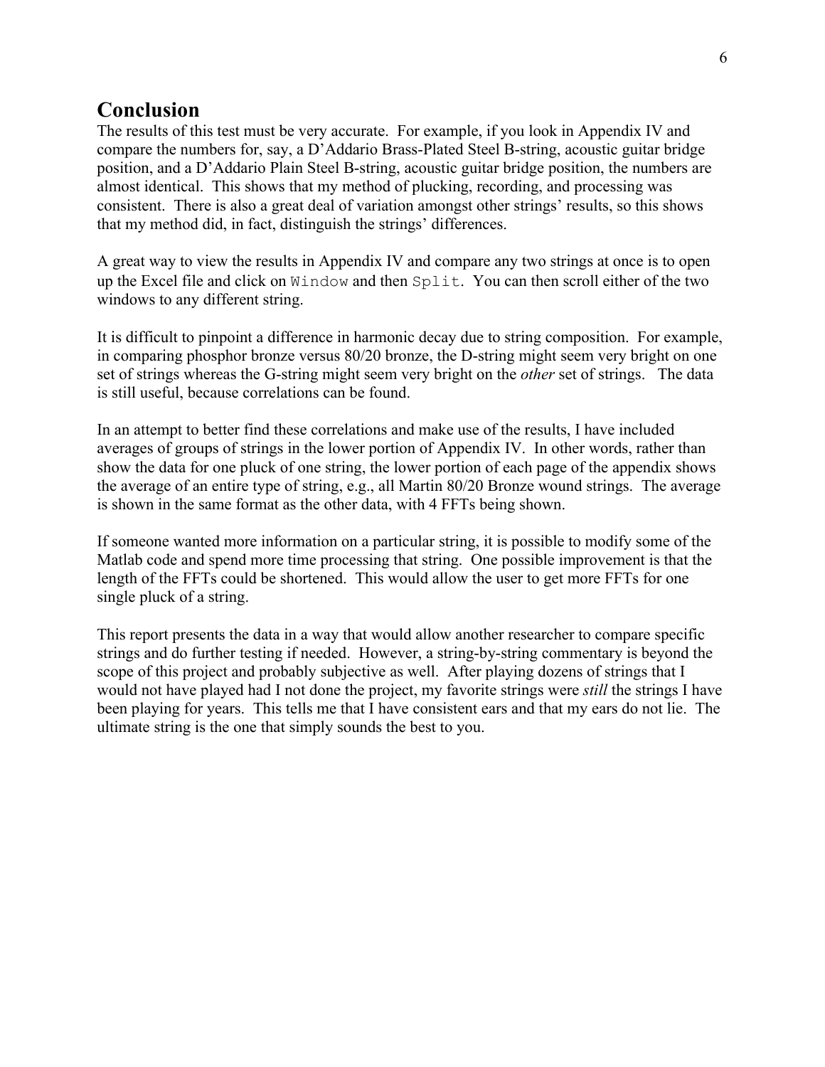## Conclusion

The results of this test must be very accurate. For example, if you look in Appendix IV and compare the numbers for, say, a D'Addario Brass-Plated Steel B-string, acoustic guitar bridge position, and a D'Addario Plain Steel B-string, acoustic guitar bridge position, the numbers are almost identical. This shows that my method of plucking, recording, and processing was consistent. There is also a great deal of variation amongst other strings' results, so this shows that my method did, in fact, distinguish the strings' differences.

A great way to view the results in Appendix IV and compare any two strings at once is to open up the Excel file and click on `Window` and then `Split`. You can then scroll either of the two windows to any different string.

It is difficult to pinpoint a difference in harmonic decay due to string composition. For example, in comparing phosphor bronze versus 80/20 bronze, the D-string might seem very bright on one set of strings whereas the G-string might seem very bright on the *other* set of strings. The data is still useful, because correlations can be found.

In an attempt to better find these correlations and make use of the results, I have included averages of groups of strings in the lower portion of Appendix IV. In other words, rather than show the data for one pluck of one string, the lower portion of each page of the appendix shows the average of an entire type of string, e.g., all Martin 80/20 Bronze wound strings. The average is shown in the same format as the other data, with 4 FFTs being shown.

If someone wanted more information on a particular string, it is possible to modify some of the Matlab code and spend more time processing that string. One possible improvement is that the length of the FFTs could be shortened. This would allow the user to get more FFTs for one single pluck of a string.

This report presents the data in a way that would allow another researcher to compare specific strings and do further testing if needed. However, a string-by-string commentary is beyond the scope of this project and probably subjective as well. After playing dozens of strings that I would not have played had I not done the project, my favorite strings were *still* the strings I have been playing for years. This tells me that I have consistent ears and that my ears do not lie. The ultimate string is the one that simply sounds the best to you.